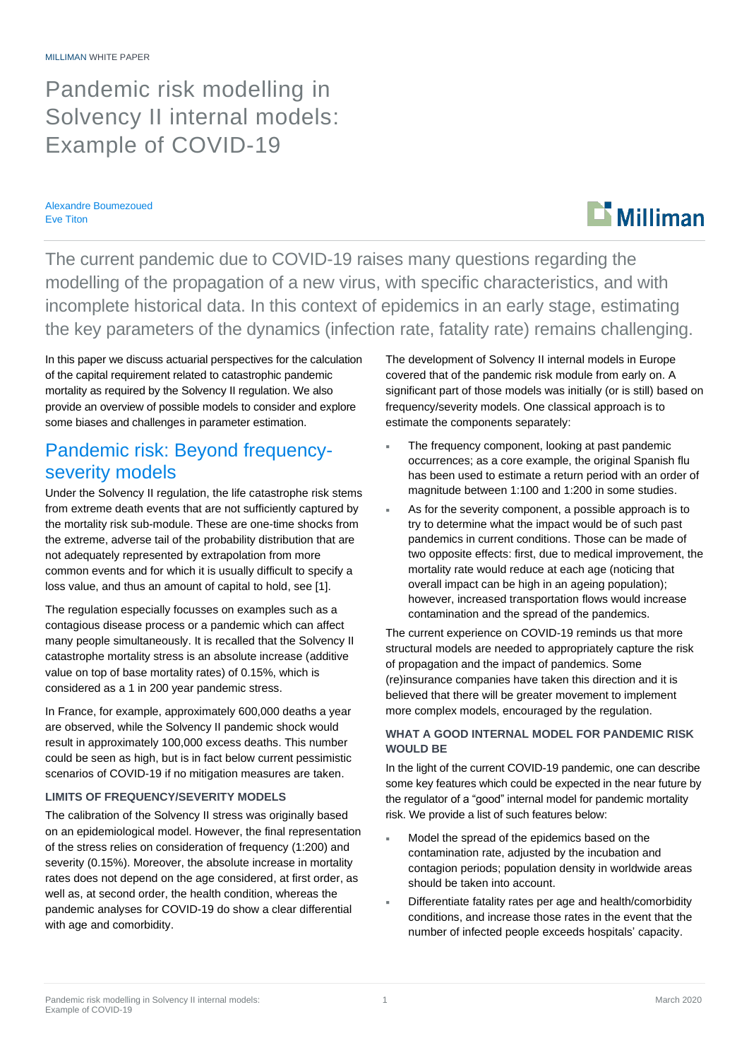MILLIMAN WHITE PAPER

# Pandemic risk modelling in Solvency II internal models: Example of COVID-19

Alexandre Boumezoued
Eve Titon

The current pandemic due to COVID-19 raises many questions regarding the modelling of the propagation of a new virus, with specific characteristics, and with incomplete historical data. In this context of epidemics in an early stage, estimating the key parameters of the dynamics (infection rate, fatality rate) remains challenging.

In this paper we discuss actuarial perspectives for the calculation of the capital requirement related to catastrophic pandemic mortality as required by the Solvency II regulation. We also provide an overview of possible models to consider and explore some biases and challenges in parameter estimation.

## Pandemic risk: Beyond frequency-severity models

Under the Solvency II regulation, the life catastrophe risk stems from extreme death events that are not sufficiently captured by the mortality risk sub-module. These are one-time shocks from the extreme, adverse tail of the probability distribution that are not adequately represented by extrapolation from more common events and for which it is usually difficult to specify a loss value, and thus an amount of capital to hold, see [1].

The regulation especially focusses on examples such as a contagious disease process or a pandemic which can affect many people simultaneously. It is recalled that the Solvency II catastrophe mortality stress is an absolute increase (additive value on top of base mortality rates) of 0.15%, which is considered as a 1 in 200 year pandemic stress.

In France, for example, approximately 600,000 deaths a year are observed, while the Solvency II pandemic shock would result in approximately 100,000 excess deaths. This number could be seen as high, but is in fact below current pessimistic scenarios of COVID-19 if no mitigation measures are taken.

### LIMITS OF FREQUENCY/SEVERITY MODELS

The calibration of the Solvency II stress was originally based on an epidemiological model. However, the final representation of the stress relies on consideration of frequency (1:200) and severity (0.15%). Moreover, the absolute increase in mortality rates does not depend on the age considered, at first order, as well as, at second order, the health condition, whereas the pandemic analyses for COVID-19 do show a clear differential with age and comorbidity.

The development of Solvency II internal models in Europe covered that of the pandemic risk module from early on. A significant part of those models was initially (or is still) based on frequency/severity models. One classical approach is to estimate the components separately:

- The frequency component, looking at past pandemic occurrences; as a core example, the original Spanish flu has been used to estimate a return period with an order of magnitude between 1:100 and 1:200 in some studies.
- As for the severity component, a possible approach is to try to determine what the impact would be of such past pandemics in current conditions. Those can be made of two opposite effects: first, due to medical improvement, the mortality rate would reduce at each age (noticing that overall impact can be high in an ageing population); however, increased transportation flows would increase contamination and the spread of the pandemics.

The current experience on COVID-19 reminds us that more structural models are needed to appropriately capture the risk of propagation and the impact of pandemics. Some (re)insurance companies have taken this direction and it is believed that there will be greater movement to implement more complex models, encouraged by the regulation.

### WHAT A GOOD INTERNAL MODEL FOR PANDEMIC RISK WOULD BE

In the light of the current COVID-19 pandemic, one can describe some key features which could be expected in the near future by the regulator of a "good" internal model for pandemic mortality risk. We provide a list of such features below:

- Model the spread of the epidemics based on the contamination rate, adjusted by the incubation and contagion periods; population density in worldwide areas should be taken into account.
- Differentiate fatality rates per age and health/comorbidity conditions, and increase those rates in the event that the number of infected people exceeds hospitals' capacity.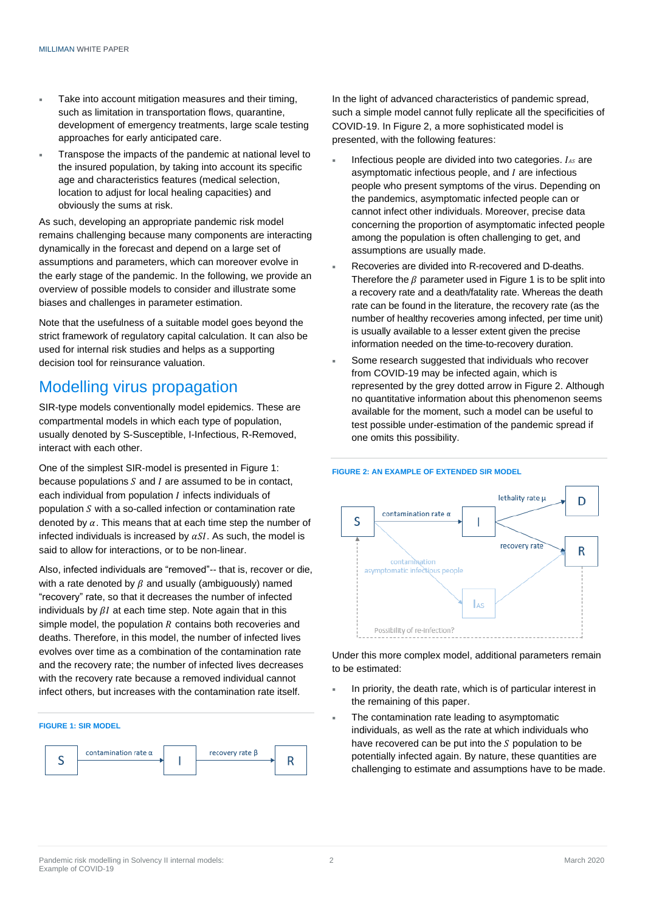- Take into account mitigation measures and their timing, such as limitation in transportation flows, quarantine, development of emergency treatments, large scale testing approaches for early anticipated care.
- Transpose the impacts of the pandemic at national level to the insured population, by taking into account its specific age and characteristics features (medical selection, location to adjust for local healing capacities) and obviously the sums at risk.

As such, developing an appropriate pandemic risk model remains challenging because many components are interacting dynamically in the forecast and depend on a large set of assumptions and parameters, which can moreover evolve in the early stage of the pandemic. In the following, we provide an overview of possible models to consider and illustrate some biases and challenges in parameter estimation.

Note that the usefulness of a suitable model goes beyond the strict framework of regulatory capital calculation. It can also be used for internal risk studies and helps as a supporting decision tool for reinsurance valuation.

## Modelling virus propagation

SIR-type models conventionally model epidemics. These are compartmental models in which each type of population, usually denoted by S-Susceptible, I-Infectious, R-Removed, interact with each other.

One of the simplest SIR-model is presented in Figure 1: because populations $S$ and $I$ are assumed to be in contact, each individual from population $I$ infects individuals of population $S$ with a so-called infection or contamination rate denoted by $\alpha$. This means that at each time step the number of infected individuals is increased by $\alpha SI$. As such, the model is said to allow for interactions, or to be non-linear.

Also, infected individuals are "removed"-- that is, recover or die, with a rate denoted by $\beta$ and usually (ambiguously) named "recovery" rate, so that it decreases the number of infected individuals by $\beta I$ at each time step. Note again that in this simple model, the population $R$ contains both recoveries and deaths. Therefore, in this model, the number of infected lives evolves over time as a combination of the contamination rate and the recovery rate; the number of infected lives decreases with the recovery rate because a removed individual cannot infect others, but increases with the contamination rate itself.

**FIGURE 1: SIR MODEL**

S → (contamination rate α) → I → (recovery rate β) → R

In the light of advanced characteristics of pandemic spread, such a simple model cannot fully replicate all the specificities of COVID-19. In Figure 2, a more sophisticated model is presented, with the following features:

- Infectious people are divided into two categories. $I_{AS}$ are asymptomatic infectious people, and $I$ are infectious people who present symptoms of the virus. Depending on the pandemics, asymptomatic infected people can or cannot infect other individuals. Moreover, precise data concerning the proportion of asymptomatic infected people among the population is often challenging to get, and assumptions are usually made.
- Recoveries are divided into R-recovered and D-deaths. Therefore the $\beta$ parameter used in Figure 1 is to be split into a recovery rate and a death/fatality rate. Whereas the death rate can be found in the literature, the recovery rate (as the number of healthy recoveries among infected, per time unit) is usually available to a lesser extent given the precise information needed on the time-to-recovery duration.
- Some research suggested that individuals who recover from COVID-19 may be infected again, which is represented by the grey dotted arrow in Figure 2. Although no quantitative information about this phenomenon seems available for the moment, such a model can be useful to test possible under-estimation of the pandemic spread if one omits this possibility.

**FIGURE 2: AN EXAMPLE OF EXTENDED SIR MODEL**

S → (contamination rate α) → I; I → (lethality rate μ) → D; I → (recovery rate) → R; S → (contamination asymptomatic infectious people) → $I_{AS}$ → R; R ⇢ S (Possibility of re-infection?)

Under this more complex model, additional parameters remain to be estimated:

- In priority, the death rate, which is of particular interest in the remaining of this paper.
- The contamination rate leading to asymptomatic individuals, as well as the rate at which individuals who have recovered can be put into the $S$ population to be potentially infected again. By nature, these quantities are challenging to estimate and assumptions have to be made.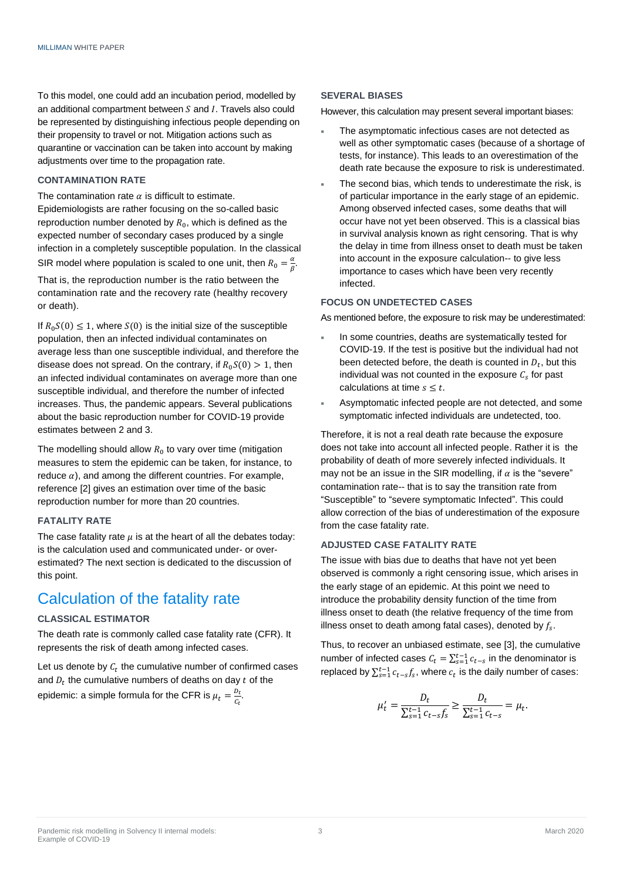To this model, one could add an incubation period, modelled by an additional compartment between $S$ and $I$. Travels also could be represented by distinguishing infectious people depending on their propensity to travel or not. Mitigation actions such as quarantine or vaccination can be taken into account by making adjustments over time to the propagation rate.

### CONTAMINATION RATE

The contamination rate $\alpha$ is difficult to estimate. Epidemiologists are rather focusing on the so-called basic reproduction number denoted by $R_0$, which is defined as the expected number of secondary cases produced by a single infection in a completely susceptible population. In the classical SIR model where population is scaled to one unit, then $R_0 = \frac{\alpha}{\beta}$.

That is, the reproduction number is the ratio between the contamination rate and the recovery rate (healthy recovery or death).

If $R_0 S(0) \leq 1$, where $S(0)$ is the initial size of the susceptible population, then an infected individual contaminates on average less than one susceptible individual, and therefore the disease does not spread. On the contrary, if $R_0 S(0) > 1$, then an infected individual contaminates on average more than one susceptible individual, and therefore the number of infected increases. Thus, the pandemic appears. Several publications about the basic reproduction number for COVID-19 provide estimates between 2 and 3.

The modelling should allow $R_0$ to vary over time (mitigation measures to stem the epidemic can be taken, for instance, to reduce $\alpha$), and among the different countries. For example, reference [2] gives an estimation over time of the basic reproduction number for more than 20 countries.

### FATALITY RATE

The case fatality rate $\mu$ is at the heart of all the debates today: is the calculation used and communicated under- or over-estimated? The next section is dedicated to the discussion of this point.

## Calculation of the fatality rate

### CLASSICAL ESTIMATOR

The death rate is commonly called case fatality rate (CFR). It represents the risk of death among infected cases.

Let us denote by $C_t$ the cumulative number of confirmed cases and $D_t$ the cumulative numbers of deaths on day $t$ of the epidemic: a simple formula for the CFR is $\mu_t = \frac{D_t}{C_t}$.

### SEVERAL BIASES

However, this calculation may present several important biases:

- The asymptomatic infectious cases are not detected as well as other symptomatic cases (because of a shortage of tests, for instance). This leads to an overestimation of the death rate because the exposure to risk is underestimated.
- The second bias, which tends to underestimate the risk, is of particular importance in the early stage of an epidemic. Among observed infected cases, some deaths that will occur have not yet been observed. This is a classical bias in survival analysis known as right censoring. That is why the delay in time from illness onset to death must be taken into account in the exposure calculation-- to give less importance to cases which have been very recently infected.

### FOCUS ON UNDETECTED CASES

As mentioned before, the exposure to risk may be underestimated:

- In some countries, deaths are systematically tested for COVID-19. If the test is positive but the individual had not been detected before, the death is counted in $D_t$, but this individual was not counted in the exposure $C_s$ for past calculations at time $s \leq t$.
- Asymptomatic infected people are not detected, and some symptomatic infected individuals are undetected, too.

Therefore, it is not a real death rate because the exposure does not take into account all infected people. Rather it is the probability of death of more severely infected individuals. It may not be an issue in the SIR modelling, if $\alpha$ is the "severe" contamination rate-- that is to say the transition rate from "Susceptible" to "severe symptomatic Infected". This could allow correction of the bias of underestimation of the exposure from the case fatality rate.

### ADJUSTED CASE FATALITY RATE

The issue with bias due to deaths that have not yet been observed is commonly a right censoring issue, which arises in the early stage of an epidemic. At this point we need to introduce the probability density function of the time from illness onset to death (the relative frequency of the time from illness onset to death among fatal cases), denoted by $f_s$.

Thus, to recover an unbiased estimate, see [3], the cumulative number of infected cases $C_t = \sum_{s=1}^{t-1} c_{t-s}$ in the denominator is replaced by $\sum_{s=1}^{t-1} c_{t-s} f_s$, where $c_t$ is the daily number of cases:

$$\mu_t' = \frac{D_t}{\sum_{s=1}^{t-1} c_{t-s} f_s} \geq \frac{D_t}{\sum_{s=1}^{t-1} c_{t-s}} = \mu_t.$$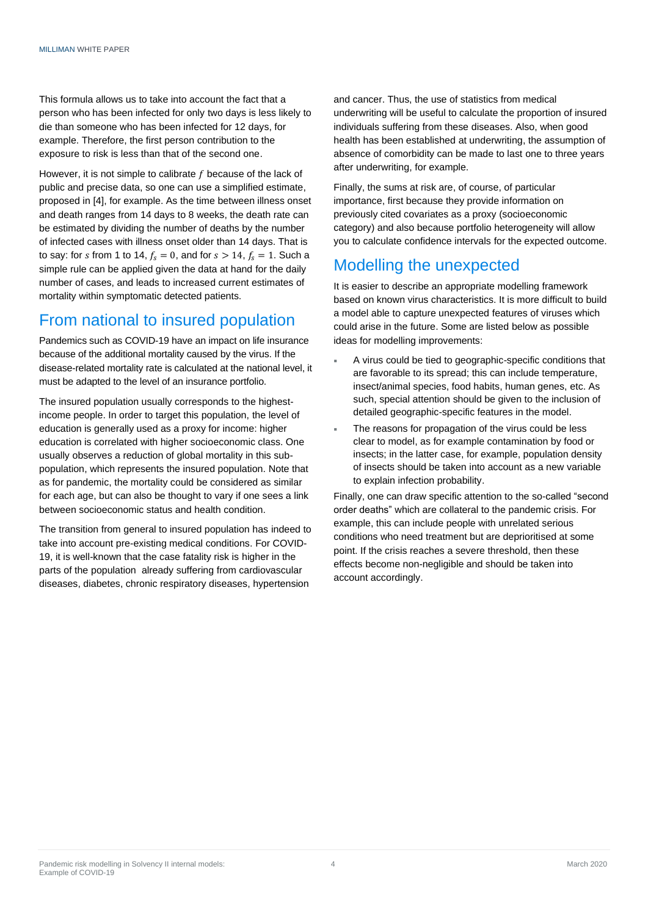This formula allows us to take into account the fact that a person who has been infected for only two days is less likely to die than someone who has been infected for 12 days, for example. Therefore, the first person contribution to the exposure to risk is less than that of the second one.

However, it is not simple to calibrate $f$ because of the lack of public and precise data, so one can use a simplified estimate, proposed in [4], for example. As the time between illness onset and death ranges from 14 days to 8 weeks, the death rate can be estimated by dividing the number of deaths by the number of infected cases with illness onset older than 14 days. That is to say: for $s$ from 1 to 14, $f_s = 0$, and for $s > 14$, $f_s = 1$. Such a simple rule can be applied given the data at hand for the daily number of cases, and leads to increased current estimates of mortality within symptomatic detected patients.

## From national to insured population

Pandemics such as COVID-19 have an impact on life insurance because of the additional mortality caused by the virus. If the disease-related mortality rate is calculated at the national level, it must be adapted to the level of an insurance portfolio.

The insured population usually corresponds to the highest-income people. In order to target this population, the level of education is generally used as a proxy for income: higher education is correlated with higher socioeconomic class. One usually observes a reduction of global mortality in this sub-population, which represents the insured population. Note that as for pandemic, the mortality could be considered as similar for each age, but can also be thought to vary if one sees a link between socioeconomic status and health condition.

The transition from general to insured population has indeed to take into account pre-existing medical conditions. For COVID-19, it is well-known that the case fatality risk is higher in the parts of the population already suffering from cardiovascular diseases, diabetes, chronic respiratory diseases, hypertension and cancer. Thus, the use of statistics from medical underwriting will be useful to calculate the proportion of insured individuals suffering from these diseases. Also, when good health has been established at underwriting, the assumption of absence of comorbidity can be made to last one to three years after underwriting, for example.

Finally, the sums at risk are, of course, of particular importance, first because they provide information on previously cited covariates as a proxy (socioeconomic category) and also because portfolio heterogeneity will allow you to calculate confidence intervals for the expected outcome.

## Modelling the unexpected

It is easier to describe an appropriate modelling framework based on known virus characteristics. It is more difficult to build a model able to capture unexpected features of viruses which could arise in the future. Some are listed below as possible ideas for modelling improvements:

- A virus could be tied to geographic-specific conditions that are favorable to its spread; this can include temperature, insect/animal species, food habits, human genes, etc. As such, special attention should be given to the inclusion of detailed geographic-specific features in the model.
- The reasons for propagation of the virus could be less clear to model, as for example contamination by food or insects; in the latter case, for example, population density of insects should be taken into account as a new variable to explain infection probability.

Finally, one can draw specific attention to the so-called "second order deaths" which are collateral to the pandemic crisis. For example, this can include people with unrelated serious conditions who need treatment but are deprioritised at some point. If the crisis reaches a severe threshold, then these effects become non-negligible and should be taken into account accordingly.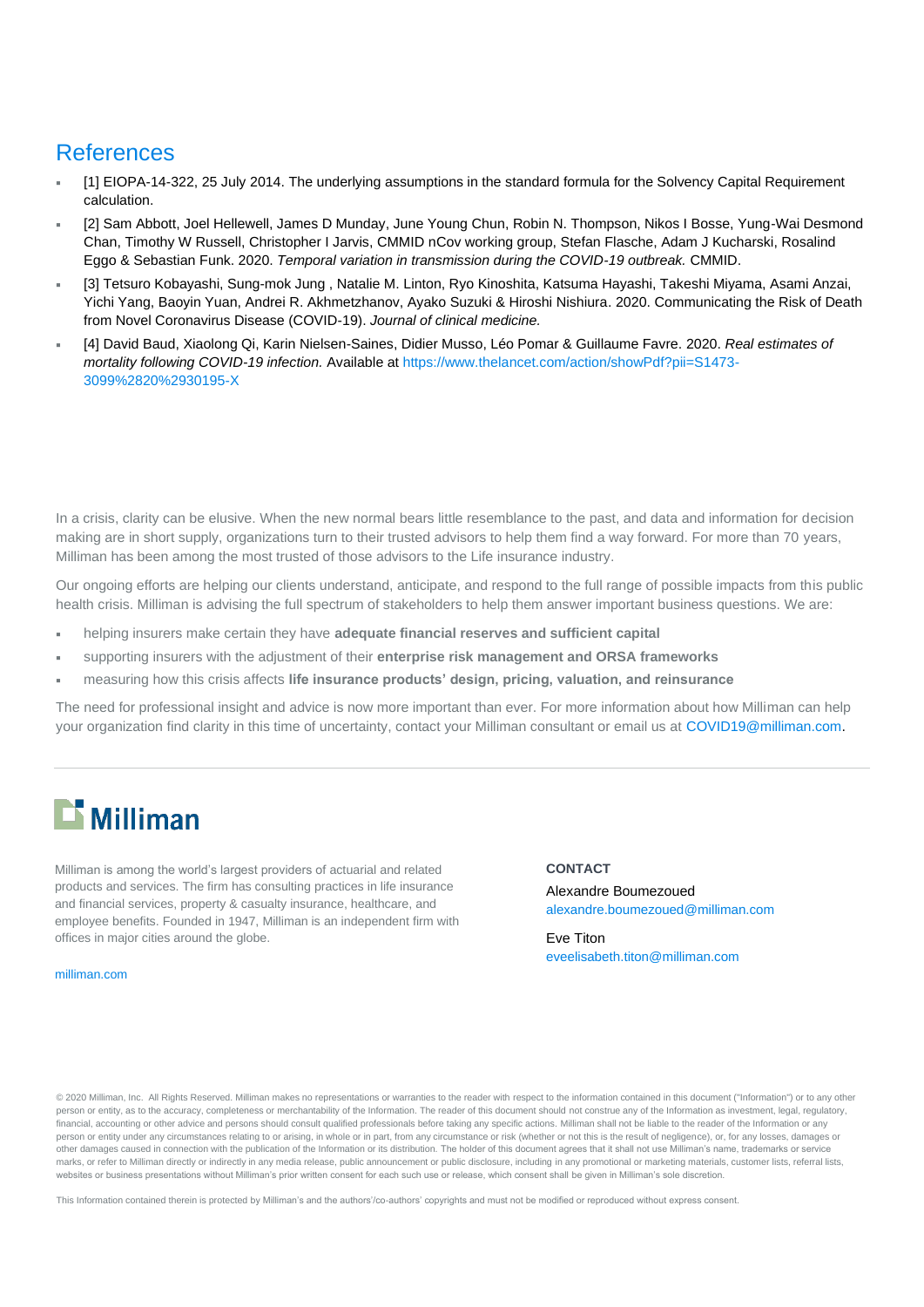## References

- [1] EIOPA-14-322, 25 July 2014. The underlying assumptions in the standard formula for the Solvency Capital Requirement calculation.
- [2] Sam Abbott, Joel Hellewell, James D Munday, June Young Chun, Robin N. Thompson, Nikos I Bosse, Yung-Wai Desmond Chan, Timothy W Russell, Christopher I Jarvis, CMMID nCov working group, Stefan Flasche, Adam J Kucharski, Rosalind Eggo & Sebastian Funk. 2020. *Temporal variation in transmission during the COVID-19 outbreak.* CMMID.
- [3] Tetsuro Kobayashi, Sung-mok Jung , Natalie M. Linton, Ryo Kinoshita, Katsuma Hayashi, Takeshi Miyama, Asami Anzai, Yichi Yang, Baoyin Yuan, Andrei R. Akhmetzhanov, Ayako Suzuki & Hiroshi Nishiura. 2020. Communicating the Risk of Death from Novel Coronavirus Disease (COVID-19). *Journal of clinical medicine.*
- [4] David Baud, Xiaolong Qi, Karin Nielsen-Saines, Didier Musso, Léo Pomar & Guillaume Favre. 2020. *Real estimates of mortality following COVID-19 infection.* Available at https://www.thelancet.com/action/showPdf?pii=S1473-3099%2820%2930195-X

In a crisis, clarity can be elusive. When the new normal bears little resemblance to the past, and data and information for decision making are in short supply, organizations turn to their trusted advisors to help them find a way forward. For more than 70 years, Milliman has been among the most trusted of those advisors to the Life insurance industry.

Our ongoing efforts are helping our clients understand, anticipate, and respond to the full range of possible impacts from this public health crisis. Milliman is advising the full spectrum of stakeholders to help them answer important business questions. We are:

- helping insurers make certain they have **adequate financial reserves and sufficient capital**
- supporting insurers with the adjustment of their **enterprise risk management and ORSA frameworks**
- measuring how this crisis affects **life insurance products' design, pricing, valuation, and reinsurance**

The need for professional insight and advice is now more important than ever. For more information about how Milliman can help your organization find clarity in this time of uncertainty, contact your Milliman consultant or email us at COVID19@milliman.com.

---

**Milliman**

Milliman is among the world's largest providers of actuarial and related products and services. The firm has consulting practices in life insurance and financial services, property & casualty insurance, healthcare, and employee benefits. Founded in 1947, Milliman is an independent firm with offices in major cities around the globe.

milliman.com

**CONTACT**

Alexandre Boumezoued
alexandre.boumezoued@milliman.com

Eve Titon
eveelisabeth.titon@milliman.com

© 2020 Milliman, Inc. All Rights Reserved. Milliman makes no representations or warranties to the reader with respect to the information contained in this document ("Information") or to any other person or entity, as to the accuracy, completeness or merchantability of the Information. The reader of this document should not construe any of the Information as investment, legal, regulatory, financial, accounting or other advice and persons should consult qualified professionals before taking any specific actions. Milliman shall not be liable to the reader of the Information or any person or entity under any circumstances relating to or arising, in whole or in part, from any circumstance or risk (whether or not this is the result of negligence), or, for any losses, damages or other damages caused in connection with the publication of the Information or its distribution. The holder of this document agrees that it shall not use Milliman's name, trademarks or service marks, or refer to Milliman directly or indirectly in any media release, public announcement or public disclosure, including in any promotional or marketing materials, customer lists, referral lists, websites or business presentations without Milliman's prior written consent for each such use or release, which consent shall be given in Milliman's sole discretion.

This Information contained therein is protected by Milliman's and the authors'/co-authors' copyrights and must not be modified or reproduced without express consent.